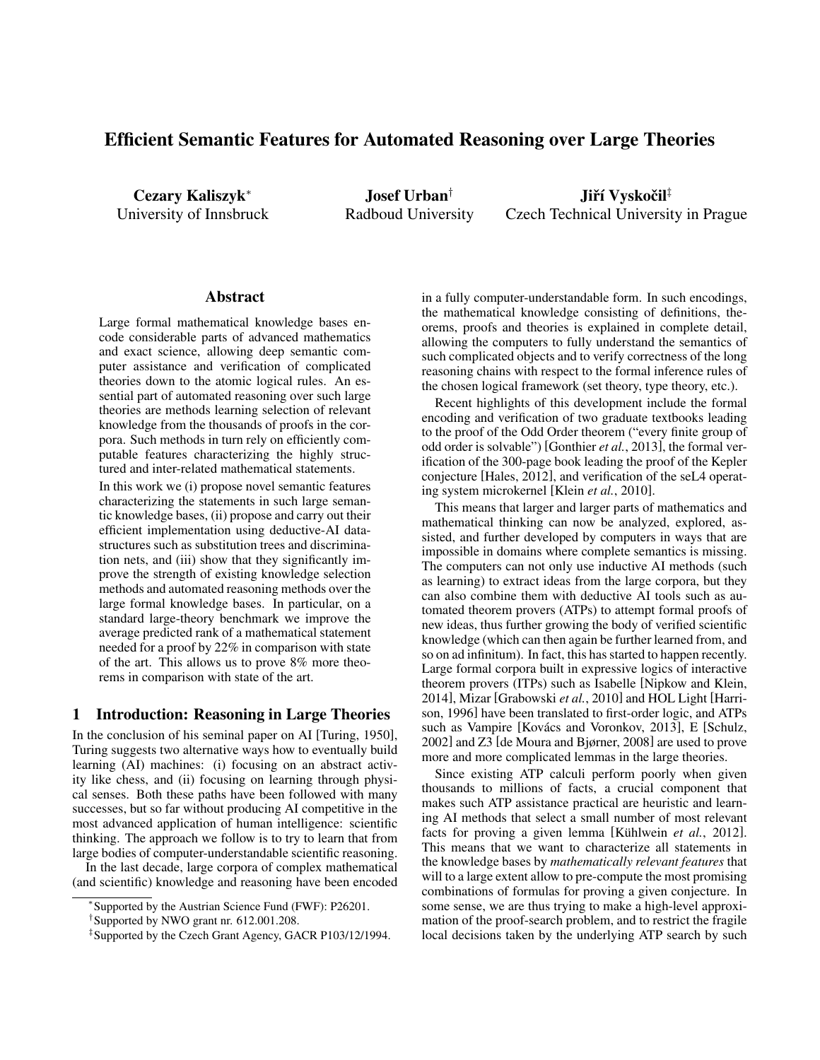# Efficient Semantic Features for Automated Reasoning over Large Theories

**Cezary Kaliszyk***
University of Innsbruck

**Josef Urban**†
Radboud University

**Jiří Vyskočil**‡
Czech Technical University in Prague

## Abstract

Large formal mathematical knowledge bases encode considerable parts of advanced mathematics and exact science, allowing deep semantic computer assistance and verification of complicated theories down to the atomic logical rules. An essential part of automated reasoning over such large theories are methods learning selection of relevant knowledge from the thousands of proofs in the corpora. Such methods in turn rely on efficiently computable features characterizing the highly structured and inter-related mathematical statements.

In this work we (i) propose novel semantic features characterizing the statements in such large semantic knowledge bases, (ii) propose and carry out their efficient implementation using deductive-AI datastructures such as substitution trees and discrimination nets, and (iii) show that they significantly improve the strength of existing knowledge selection methods and automated reasoning methods over the large formal knowledge bases. In particular, on a standard large-theory benchmark we improve the average predicted rank of a mathematical statement needed for a proof by 22% in comparison with state of the art. This allows us to prove 8% more theorems in comparison with state of the art.

## 1 Introduction: Reasoning in Large Theories

In the conclusion of his seminal paper on AI [Turing, 1950], Turing suggests two alternative ways how to eventually build learning (AI) machines: (i) focusing on an abstract activity like chess, and (ii) focusing on learning through physical senses. Both these paths have been followed with many successes, but so far without producing AI competitive in the most advanced application of human intelligence: scientific thinking. The approach we follow is to try to learn that from large bodies of computer-understandable scientific reasoning.

In the last decade, large corpora of complex mathematical (and scientific) knowledge and reasoning have been encoded in a fully computer-understandable form. In such encodings, the mathematical knowledge consisting of definitions, theorems, proofs and theories is explained in complete detail, allowing the computers to fully understand the semantics of such complicated objects and to verify correctness of the long reasoning chains with respect to the formal inference rules of the chosen logical framework (set theory, type theory, etc.).

Recent highlights of this development include the formal encoding and verification of two graduate textbooks leading to the proof of the Odd Order theorem ("every finite group of odd order is solvable") [Gonthier *et al.*, 2013], the formal verification of the 300-page book leading the proof of the Kepler conjecture [Hales, 2012], and verification of the seL4 operating system microkernel [Klein *et al.*, 2010].

This means that larger and larger parts of mathematics and mathematical thinking can now be analyzed, explored, assisted, and further developed by computers in ways that are impossible in domains where complete semantics is missing. The computers can not only use inductive AI methods (such as learning) to extract ideas from the large corpora, but they can also combine them with deductive AI tools such as automated theorem provers (ATPs) to attempt formal proofs of new ideas, thus further growing the body of verified scientific knowledge (which can then again be further learned from, and so on ad infinitum). In fact, this has started to happen recently. Large formal corpora built in expressive logics of interactive theorem provers (ITPs) such as Isabelle [Nipkow and Klein, 2014], Mizar [Grabowski *et al.*, 2010] and HOL Light [Harrison, 1996] have been translated to first-order logic, and ATPs such as Vampire [Kovács and Voronkov, 2013], E [Schulz, 2002] and Z3 [de Moura and Bjørner, 2008] are used to prove more and more complicated lemmas in the large theories.

Since existing ATP calculi perform poorly when given thousands to millions of facts, a crucial component that makes such ATP assistance practical are heuristic and learning AI methods that select a small number of most relevant facts for proving a given lemma [Kühlwein *et al.*, 2012]. This means that we want to characterize all statements in the knowledge bases by *mathematically relevant features* that will to a large extent allow to pre-compute the most promising combinations of formulas for proving a given conjecture. In some sense, we are thus trying to make a high-level approximation of the proof-search problem, and to restrict the fragile local decisions taken by the underlying ATP search by such

---

*Supported by the Austrian Science Fund (FWF): P26201.

†Supported by NWO grant nr. 612.001.208.

‡Supported by the Czech Grant Agency, GACR P103/12/1994.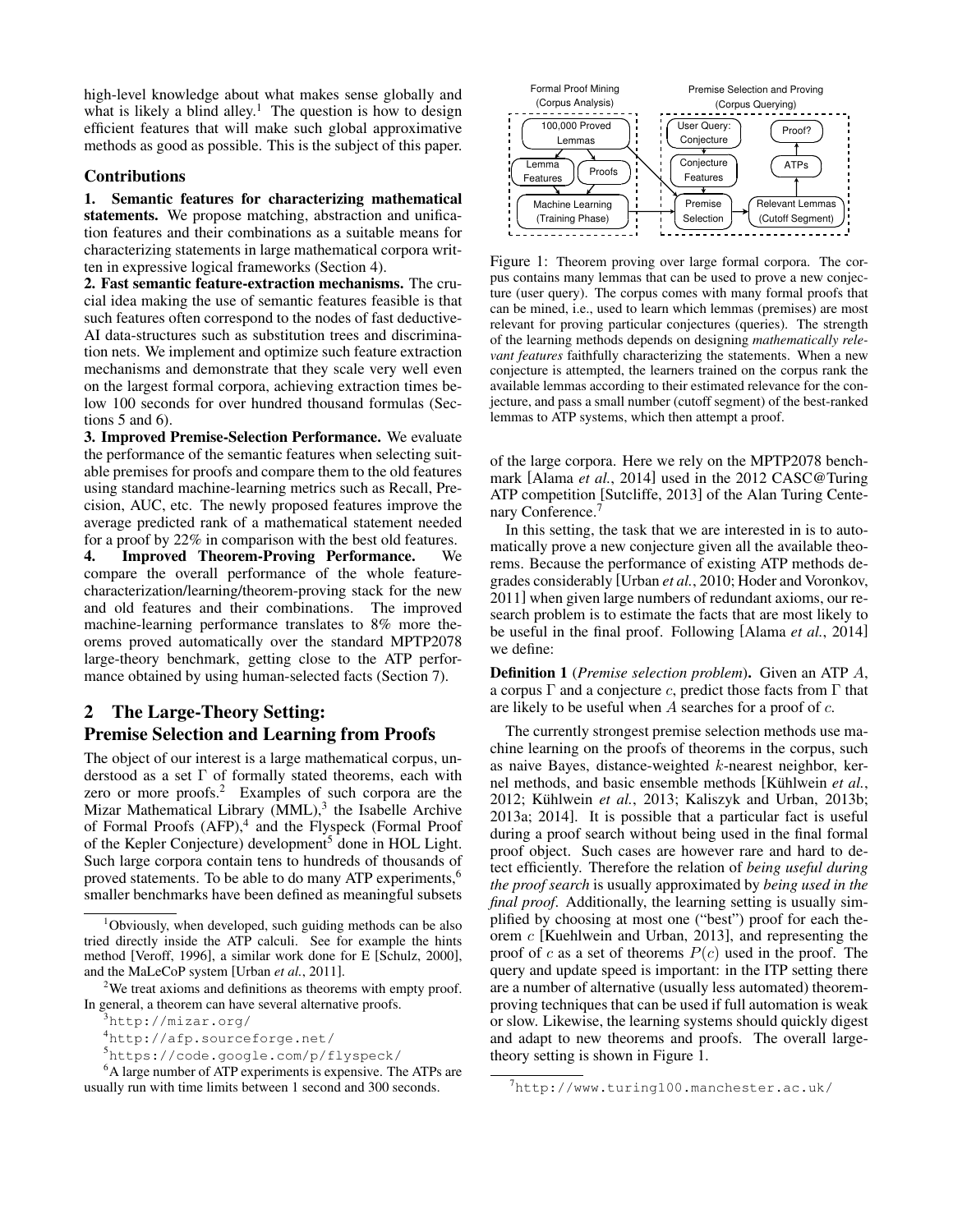high-level knowledge about what makes sense globally and what is likely a blind alley.[1] The question is how to design efficient features that will make such global approximative methods as good as possible. This is the subject of this paper.

### Contributions

**1. Semantic features for characterizing mathematical statements.** We propose matching, abstraction and unification features and their combinations as a suitable means for characterizing statements in large mathematical corpora written in expressive logical frameworks (Section 4).

**2. Fast semantic feature-extraction mechanisms.** The crucial idea making the use of semantic features feasible is that such features often correspond to the nodes of fast deductive-AI data-structures such as substitution trees and discrimination nets. We implement and optimize such feature extraction mechanisms and demonstrate that they scale very well even on the largest formal corpora, achieving extraction times below 100 seconds for over hundred thousand formulas (Sections 5 and 6).

**3. Improved Premise-Selection Performance.** We evaluate the performance of the semantic features when selecting suitable premises for proofs and compare them to the old features using standard machine-learning metrics such as Recall, Precision, AUC, etc. The newly proposed features improve the average predicted rank of a mathematical statement needed for a proof by 22% in comparison with the best old features.

**4. Improved Theorem-Proving Performance.** We compare the overall performance of the whole feature-characterization/learning/theorem-proving stack for the new and old features and their combinations. The improved machine-learning performance translates to 8% more theorems proved automatically over the standard MPTP2078 large-theory benchmark, getting close to the ATP performance obtained by using human-selected facts (Section 7).

## 2 The Large-Theory Setting: Premise Selection and Learning from Proofs

The object of our interest is a large mathematical corpus, understood as a set $\Gamma$ of formally stated theorems, each with zero or more proofs.[2] Examples of such corpora are the Mizar Mathematical Library (MML),[3] the Isabelle Archive of Formal Proofs (AFP),[4] and the Flyspeck (Formal Proof of the Kepler Conjecture) development[5] done in HOL Light. Such large corpora contain tens to hundreds of thousands of proved statements. To be able to do many ATP experiments,[6] smaller benchmarks have been defined as meaningful subsets of the large corpora. Here we rely on the MPTP2078 benchmark [Alama *et al.*, 2014] used in the 2012 CASC@Turing ATP competition [Sutcliffe, 2013] of the Alan Turing Centenary Conference.[7]

In this setting, the task that we are interested in is to automatically prove a new conjecture given all the available theorems. Because the performance of existing ATP methods degrades considerably [Urban *et al.*, 2010; Hoder and Voronkov, 2011] when given large numbers of redundant axioms, our research problem is to estimate the facts that are most likely to be useful in the final proof. Following [Alama *et al.*, 2014] we define:

**Definition 1** (*Premise selection problem*)**.** Given an ATP $A$, a corpus $\Gamma$ and a conjecture $c$, predict those facts from $\Gamma$ that are likely to be useful when $A$ searches for a proof of $c$.

The currently strongest premise selection methods use machine learning on the proofs of theorems in the corpus, such as naive Bayes, distance-weighted $k$-nearest neighbor, kernel methods, and basic ensemble methods [Kühlwein *et al.*, 2012; Kühlwein *et al.*, 2013; Kaliszyk and Urban, 2013b; 2013a; 2014]. It is possible that a particular fact is useful during a proof search without being used in the final formal proof object. Such cases are however rare and hard to detect efficiently. Therefore the relation of *being useful during the proof search* is usually approximated by *being used in the final proof*. Additionally, the learning setting is usually simplified by choosing at most one ("best") proof for each theorem $c$ [Kuehlwein and Urban, 2013], and representing the proof of $c$ as a set of theorems $P(c)$ used in the proof. The query and update speed is important: in the ITP setting there are a number of alternative (usually less automated) theorem-proving techniques that can be used if full automation is weak or slow. Likewise, the learning systems should quickly digest and adapt to new theorems and proofs. The overall large-theory setting is shown in Figure 1.

Figure 1: Theorem proving over large formal corpora. The corpus contains many lemmas that can be used to prove a new conjecture (user query). The corpus comes with many formal proofs that can be mined, i.e., used to learn which lemmas (premises) are most relevant for proving particular conjectures (queries). The strength of the learning methods depends on designing *mathematically relevant features* faithfully characterizing the statements. When a new conjecture is attempted, the learners trained on the corpus rank the available lemmas according to their estimated relevance for the conjecture, and pass a small number (cutoff segment) of the best-ranked lemmas to ATP systems, which then attempt a proof.

[1] Obviously, when developed, such guiding methods can be also tried directly inside the ATP calculi. See for example the hints method [Veroff, 1996], a similar work done for E [Schulz, 2000], and the MaLeCoP system [Urban *et al.*, 2011].

[2] We treat axioms and definitions as theorems with empty proof. In general, a theorem can have several alternative proofs.

[3] http://mizar.org/

[4] http://afp.sourceforge.net/

[5] https://code.google.com/p/flyspeck/

[6] A large number of ATP experiments is expensive. The ATPs are usually run with time limits between 1 second and 300 seconds.

[7] http://www.turing100.manchester.ac.uk/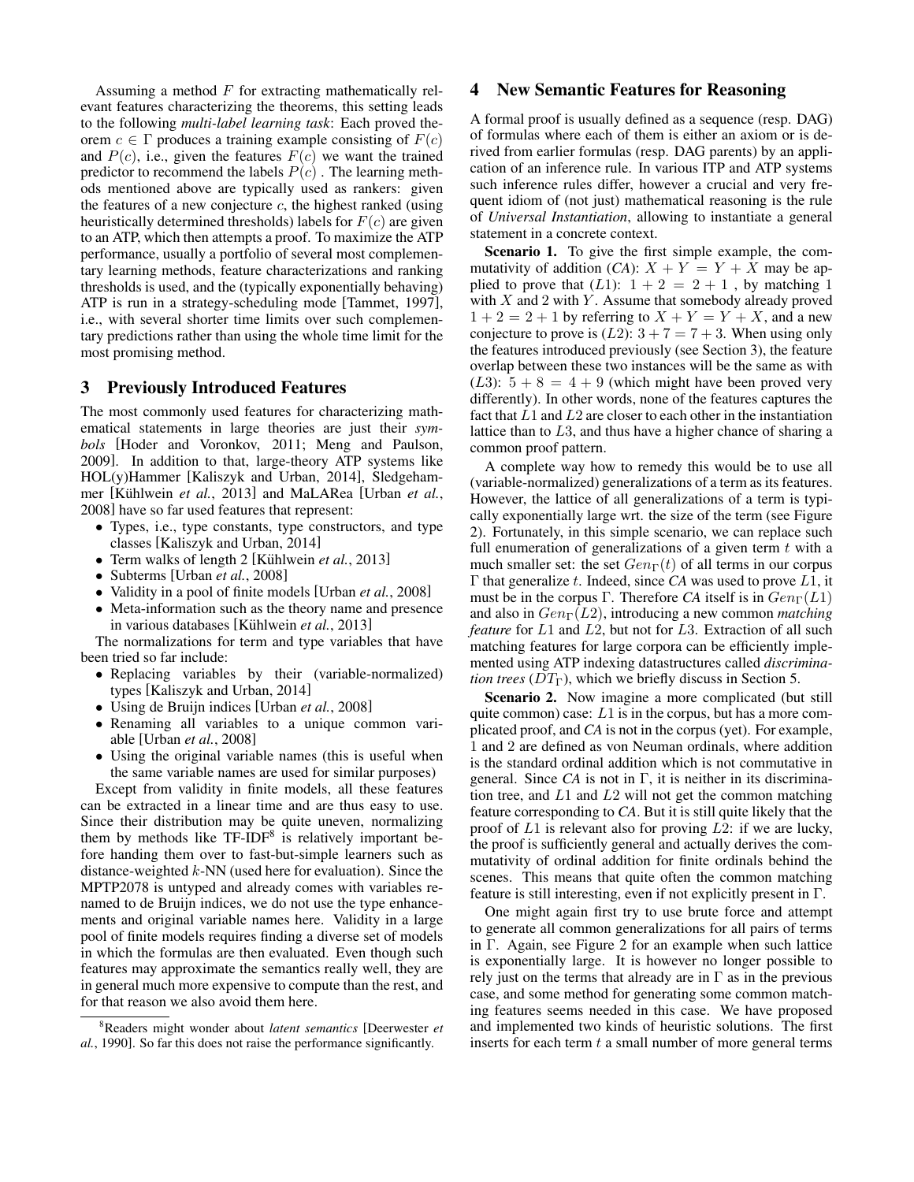Assuming a method $F$ for extracting mathematically relevant features characterizing the theorems, this setting leads to the following *multi-label learning task*: Each proved theorem $c \in \Gamma$ produces a training example consisting of $F(c)$ and $P(c)$, i.e., given the features $F(c)$ we want the trained predictor to recommend the labels $P(c)$ . The learning methods mentioned above are typically used as rankers: given the features of a new conjecture $c$, the highest ranked (using heuristically determined thresholds) labels for $F(c)$ are given to an ATP, which then attempts a proof. To maximize the ATP performance, usually a portfolio of several most complementary learning methods, feature characterizations and ranking thresholds is used, and the (typically exponentially behaving) ATP is run in a strategy-scheduling mode [Tammet, 1997], i.e., with several shorter time limits over such complementary predictions rather than using the whole time limit for the most promising method.

## 3 Previously Introduced Features

The most commonly used features for characterizing mathematical statements in large theories are just their *symbols* [Hoder and Voronkov, 2011; Meng and Paulson, 2009]. In addition to that, large-theory ATP systems like HOL(y)Hammer [Kaliszyk and Urban, 2014], Sledgehammer [Kühlwein *et al.*, 2013] and MaLARea [Urban *et al.*, 2008] have so far used features that represent:

- Types, i.e., type constants, type constructors, and type classes [Kaliszyk and Urban, 2014]
- Term walks of length 2 [Kühlwein *et al.*, 2013]
- Subterms [Urban *et al.*, 2008]
- Validity in a pool of finite models [Urban *et al.*, 2008]
- Meta-information such as the theory name and presence in various databases [Kühlwein *et al.*, 2013]

The normalizations for term and type variables that have been tried so far include:

- Replacing variables by their (variable-normalized) types [Kaliszyk and Urban, 2014]
- Using de Bruijn indices [Urban *et al.*, 2008]
- Renaming all variables to a unique common variable [Urban *et al.*, 2008]
- Using the original variable names (this is useful when the same variable names are used for similar purposes)

Except from validity in finite models, all these features can be extracted in a linear time and are thus easy to use. Since their distribution may be quite uneven, normalizing them by methods like TF-IDF[8] is relatively important before handing them over to fast-but-simple learners such as distance-weighted $k$-NN (used here for evaluation). Since the MPTP2078 is untyped and already comes with variables renamed to de Bruijn indices, we do not use the type enhancements and original variable names here. Validity in a large pool of finite models requires finding a diverse set of models in which the formulas are then evaluated. Even though such features may approximate the semantics really well, they are in general much more expensive to compute than the rest, and for that reason we also avoid them here.

[8] Readers might wonder about *latent semantics* [Deerwester *et al.*, 1990]. So far this does not raise the performance significantly.

## 4 New Semantic Features for Reasoning

A formal proof is usually defined as a sequence (resp. DAG) of formulas where each of them is either an axiom or is derived from earlier formulas (resp. DAG parents) by an application of an inference rule. In various ITP and ATP systems such inference rules differ, however a crucial and very frequent idiom of (not just) mathematical reasoning is the rule of *Universal Instantiation*, allowing to instantiate a general statement in a concrete context.

**Scenario 1.** To give the first simple example, the commutativity of addition (*CA*): $X + Y = Y + X$ may be applied to prove that ($L1$): $1 + 2 = 2 + 1$ , by matching 1 with $X$ and 2 with $Y$. Assume that somebody already proved $1 + 2 = 2 + 1$ by referring to $X + Y = Y + X$, and a new conjecture to prove is ($L2$): $3 + 7 = 7 + 3$. When using only the features introduced previously (see Section 3), the feature overlap between these two instances will be the same as with ($L3$): $5 + 8 = 4 + 9$ (which might have been proved very differently). In other words, none of the features captures the fact that $L1$ and $L2$ are closer to each other in the instantiation lattice than to $L3$, and thus have a higher chance of sharing a common proof pattern.

A complete way how to remedy this would be to use all (variable-normalized) generalizations of a term as its features. However, the lattice of all generalizations of a term is typically exponentially large wrt. the size of the term (see Figure 2). Fortunately, in this simple scenario, we can replace such full enumeration of generalizations of a given term $t$ with a much smaller set: the set $Gen_\Gamma(t)$ of all terms in our corpus $\Gamma$ that generalize $t$. Indeed, since *CA* was used to prove $L1$, it must be in the corpus $\Gamma$. Therefore *CA* itself is in $Gen_\Gamma(L1)$ and also in $Gen_\Gamma(L2)$, introducing a new common *matching feature* for $L1$ and $L2$, but not for $L3$. Extraction of all such matching features for large corpora can be efficiently implemented using ATP indexing datastructures called *discrimination trees* ($DT_\Gamma$), which we briefly discuss in Section 5.

**Scenario 2.** Now imagine a more complicated (but still quite common) case: $L1$ is in the corpus, but has a more complicated proof, and *CA* is not in the corpus (yet). For example, 1 and 2 are defined as von Neuman ordinals, where addition is the standard ordinal addition which is not commutative in general. Since *CA* is not in $\Gamma$, it is neither in its discrimination tree, and $L1$ and $L2$ will not get the common matching feature corresponding to *CA*. But it is still quite likely that the proof of $L1$ is relevant also for proving $L2$: if we are lucky, the proof is sufficiently general and actually derives the commutativity of ordinal addition for finite ordinals behind the scenes. This means that quite often the common matching feature is still interesting, even if not explicitly present in $\Gamma$.

One might again first try to use brute force and attempt to generate all common generalizations for all pairs of terms in $\Gamma$. Again, see Figure 2 for an example when such lattice is exponentially large. It is however no longer possible to rely just on the terms that already are in $\Gamma$ as in the previous case, and some method for generating some common matching features seems needed in this case. We have proposed and implemented two kinds of heuristic solutions. The first inserts for each term $t$ a small number of more general terms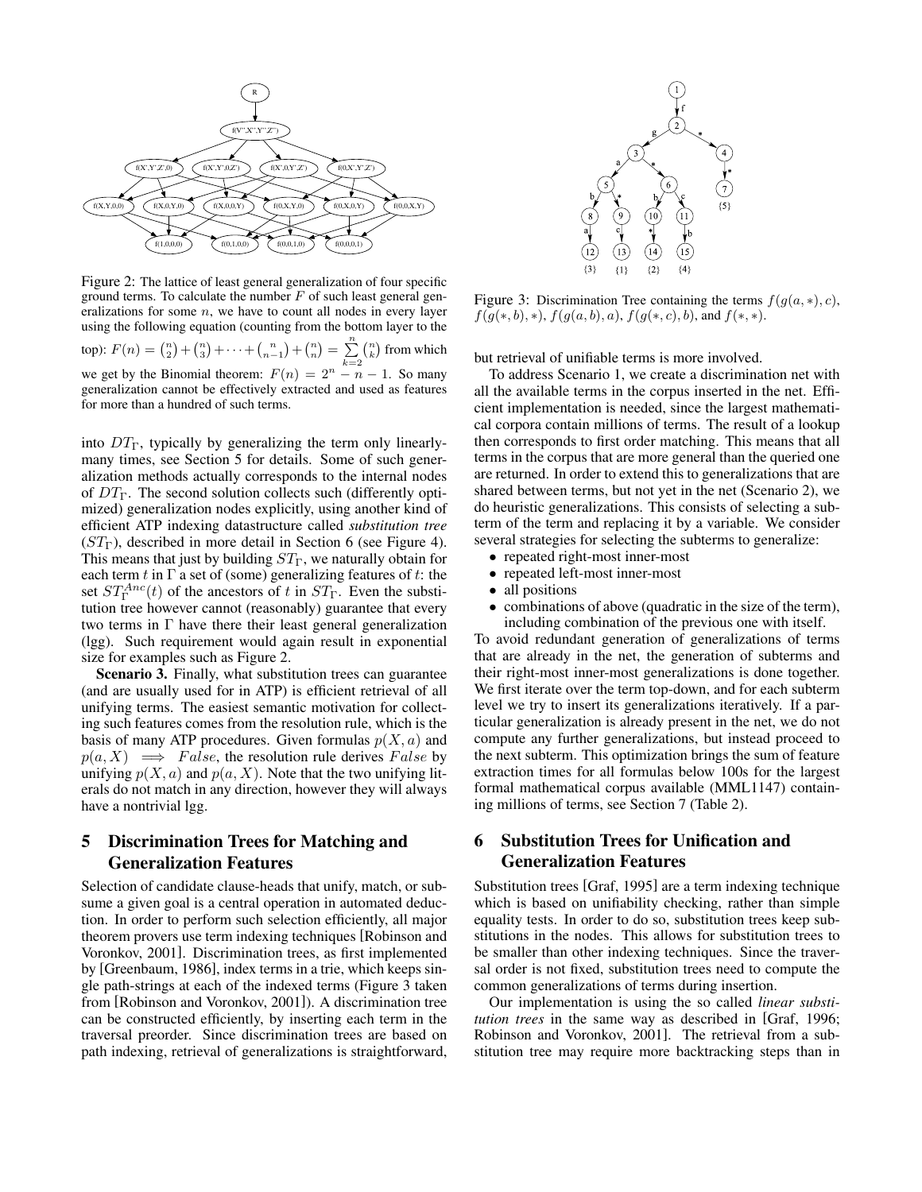Figure 2: The lattice of least general generalization of four specific ground terms. To calculate the number $F$ of such least general generalizations for some $n$, we have to count all nodes in every layer using the following equation (counting from the bottom layer to the top): $F(n) = \binom{n}{2} + \binom{n}{3} + \cdots + \binom{n}{n-1} + \binom{n}{n} = \sum_{k=2}^{n} \binom{n}{k}$ from which we get by the Binomial theorem: $F(n) = 2^n - n - 1$. So many generalization cannot be effectively extracted and used as features for more than a hundred of such terms.

into $DT_\Gamma$, typically by generalizing the term only linearly-many times, see Section 5 for details. Some of such generalization methods actually corresponds to the internal nodes of $DT_\Gamma$. The second solution collects such (differently optimized) generalization nodes explicitly, using another kind of efficient ATP indexing datastructure called *substitution tree* ($ST_\Gamma$), described in more detail in Section 6 (see Figure 4). This means that just by building $ST_\Gamma$, we naturally obtain for each term $t$ in $\Gamma$ a set of (some) generalizing features of $t$: the set $ST_\Gamma^{Anc}(t)$ of the ancestors of $t$ in $ST_\Gamma$. Even the substitution tree however cannot (reasonably) guarantee that every two terms in $\Gamma$ have there their least general generalization (lgg). Such requirement would again result in exponential size for examples such as Figure 2.

**Scenario 3.** Finally, what substitution trees can guarantee (and are usually used for in ATP) is efficient retrieval of all unifying terms. The easiest semantic motivation for collecting such features comes from the resolution rule, which is the basis of many ATP procedures. Given formulas $p(X, a)$ and $p(a, X) \implies False$, the resolution rule derives $False$ by unifying $p(X, a)$ and $p(a, X)$. Note that the two unifying literals do not match in any direction, however they will always have a nontrivial lgg.

## 5 Discrimination Trees for Matching and Generalization Features

Selection of candidate clause-heads that unify, match, or subsume a given goal is a central operation in automated deduction. In order to perform such selection efficiently, all major theorem provers use term indexing techniques [Robinson and Voronkov, 2001]. Discrimination trees, as first implemented by [Greenbaum, 1986], index terms in a trie, which keeps single path-strings at each of the indexed terms (Figure 3 taken from [Robinson and Voronkov, 2001]). A discrimination tree can be constructed efficiently, by inserting each term in the traversal preorder. Since discrimination trees are based on path indexing, retrieval of generalizations is straightforward, but retrieval of unifiable terms is more involved.

Figure 3: Discrimination Tree containing the terms $f(g(a, *), c)$, $f(g(*, b), *)$, $f(g(a, b), a)$, $f(g(*, c), b)$, and $f(*, *)$.

To address Scenario 1, we create a discrimination net with all the available terms in the corpus inserted in the net. Efficient implementation is needed, since the largest mathematical corpora contain millions of terms. The result of a lookup then corresponds to first order matching. This means that all terms in the corpus that are more general than the queried one are returned. In order to extend this to generalizations that are shared between terms, but not yet in the net (Scenario 2), we do heuristic generalizations. This consists of selecting a subterm of the term and replacing it by a variable. We consider several strategies for selecting the subterms to generalize:

- repeated right-most inner-most
- repeated left-most inner-most
- all positions
- combinations of above (quadratic in the size of the term), including combination of the previous one with itself.

To avoid redundant generation of generalizations of terms that are already in the net, the generation of subterms and their right-most inner-most generalizations is done together. We first iterate over the term top-down, and for each subterm level we try to insert its generalizations iteratively. If a particular generalization is already present in the net, we do not compute any further generalizations, but instead proceed to the next subterm. This optimization brings the sum of feature extraction times for all formulas below 100s for the largest formal mathematical corpus available (MML1147) containing millions of terms, see Section 7 (Table 2).

## 6 Substitution Trees for Unification and Generalization Features

Substitution trees [Graf, 1995] are a term indexing technique which is based on unifiability checking, rather than simple equality tests. In order to do so, substitution trees keep substitutions in the nodes. This allows for substitution trees to be smaller than other indexing techniques. Since the traversal order is not fixed, substitution trees need to compute the common generalizations of terms during insertion.

Our implementation is using the so called *linear substitution trees* in the same way as described in [Graf, 1996; Robinson and Voronkov, 2001]. The retrieval from a substitution tree may require more backtracking steps than in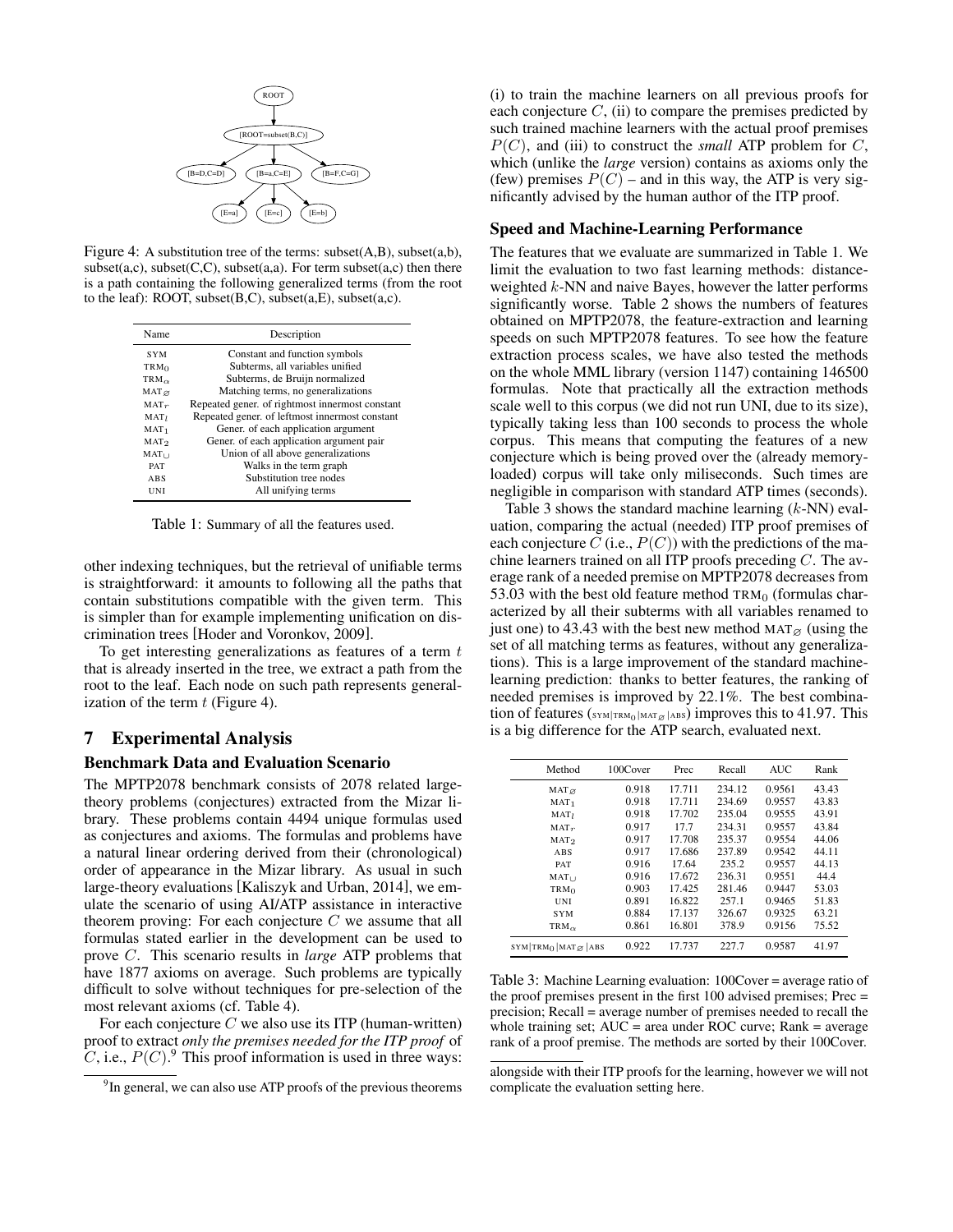Figure 4: A substitution tree of the terms: subset(A,B), subset(a,b), subset(a,c), subset(C,C), subset(a,a). For term subset(a,c) then there is a path containing the following generalized terms (from the root to the leaf): ROOT, subset(B,C)), subset(a,E), subset(a,c).

| Name | Description |
|---|---|
| SYM | Constant and function symbols |
| $\text{TRM}_0$ | Subterms, all variables unified |
| $\text{TRM}_\alpha$ | Subterms, de Bruijn normalized |
| $\text{MAT}_\varnothing$ | Matching terms, no generalizations |
| $\text{MAT}_r$ | Repeated gener. of rightmost innermost constant |
| $\text{MAT}_l$ | Repeated gener. of leftmost innermost constant |
| $\text{MAT}_1$ | Gener. of each application argument |
| $\text{MAT}_2$ | Gener. of each application argument pair |
| $\text{MAT}_\cup$ | Union of all above generalizations |
| PAT | Walks in the term graph |
| ABS | Substitution tree nodes |
| UNI | All unifying terms |

Table 1: Summary of all the features used.

other indexing techniques, but the retrieval of unifiable terms is straightforward: it amounts to following all the paths that contain substitutions compatible with the given term. This is simpler than for example implementing unification on discrimination trees [Hoder and Voronkov, 2009].

To get interesting generalizations as features of a term $t$ that is already inserted in the tree, we extract a path from the root to the leaf. Each node on such path represents generalization of the term $t$ (Figure 4).

## 7 Experimental Analysis

### Benchmark Data and Evaluation Scenario

The MPTP2078 benchmark consists of 2078 related large-theory problems (conjectures) extracted from the Mizar library. These problems contain 4494 unique formulas used as conjectures and axioms. The formulas and problems have a natural linear ordering derived from their (chronological) order of appearance in the Mizar library. As usual in such large-theory evaluations [Kaliszyk and Urban, 2014], we emulate the scenario of using AI/ATP assistance in interactive theorem proving: For each conjecture $C$ we assume that all formulas stated earlier in the development can be used to prove $C$. This scenario results in *large* ATP problems that have 1877 axioms on average. Such problems are typically difficult to solve without techniques for pre-selection of the most relevant axioms (cf. Table 4).

For each conjecture $C$ we also use its ITP (human-written) proof to extract *only the premises needed for the ITP proof* of $C$, i.e., $P(C)$.[9] This proof information is used in three ways: (i) to train the machine learners on all previous proofs for each conjecture $C$, (ii) to compare the premises predicted by such trained machine learners with the actual proof premises $P(C)$, and (iii) to construct the *small* ATP problem for $C$, which (unlike the *large* version) contains as axioms only the (few) premises $P(C)$ – and in this way, the ATP is very significantly advised by the human author of the ITP proof.

[9] In general, we can also use ATP proofs of the previous theorems alongside with their ITP proofs for the learning, however we will not complicate the evaluation setting here.

### Speed and Machine-Learning Performance

The features that we evaluate are summarized in Table 1. We limit the evaluation to two fast learning methods: distance-weighted $k$-NN and naive Bayes, however the latter performs significantly worse. Table 2 shows the numbers of features obtained on MPTP2078, the feature-extraction and learning speeds on such MPTP2078 features. To see how the feature extraction process scales, we have also tested the methods on the whole MML library (version 1147) containing 146500 formulas. Note that practically all the extraction methods scale well to this corpus (we did not run UNI, due to its size), typically taking less than 100 seconds to process the whole corpus. This means that computing the features of a new conjecture which is being proved over the (already memory-loaded) corpus will take only miliseconds. Such times are negligible in comparison with standard ATP times (seconds).

Table 3 shows the standard machine learning ($k$-NN) evaluation, comparing the actual (needed) ITP proof premises of each conjecture $C$ (i.e., $P(C)$) with the predictions of the machine learners trained on all ITP proofs preceding $C$. The average rank of a needed premise on MPTP2078 decreases from 53.03 with the best old feature method $\text{TRM}_0$ (formulas characterized by all their subterms with all variables renamed to just one) to 43.43 with the best new method $\text{MAT}_\varnothing$ (using the set of all matching terms as features, without any generalizations). This is a large improvement of the standard machine-learning prediction: thanks to better features, the ranking of needed premises is improved by 22.1%. The best combination of features ($\text{SYM}|\text{TRM}_0|\text{MAT}_\varnothing|\text{ABS}$) improves this to 41.97. This is a big difference for the ATP search, evaluated next.

| Method | 100Cover | Prec | Recall | AUC | Rank |
|---|---|---|---|---|---|
| $\text{MAT}_\varnothing$ | 0.918 | 17.711 | 234.12 | 0.9561 | 43.43 |
| $\text{MAT}_1$ | 0.918 | 17.711 | 234.69 | 0.9557 | 43.83 |
| $\text{MAT}_l$ | 0.918 | 17.702 | 235.04 | 0.9555 | 43.91 |
| $\text{MAT}_r$ | 0.917 | 17.7 | 234.31 | 0.9557 | 43.84 |
| $\text{MAT}_2$ | 0.917 | 17.708 | 235.37 | 0.9554 | 44.06 |
| ABS | 0.917 | 17.686 | 237.89 | 0.9542 | 44.11 |
| PAT | 0.916 | 17.64 | 235.2 | 0.9557 | 44.13 |
| $\text{MAT}_\cup$ | 0.916 | 17.672 | 236.31 | 0.9551 | 44.4 |
| $\text{TRM}_0$ | 0.903 | 17.425 | 281.46 | 0.9447 | 53.03 |
| UNI | 0.891 | 16.822 | 257.1 | 0.9465 | 51.83 |
| SYM | 0.884 | 17.137 | 326.67 | 0.9325 | 63.21 |
| $\text{TRM}_\alpha$ | 0.861 | 16.801 | 378.9 | 0.9156 | 75.52 |
| $\text{SYM}\vert\text{TRM}_0\vert\text{MAT}_\varnothing\vert\text{ABS}$ | 0.922 | 17.737 | 227.7 | 0.9587 | 41.97 |

Table 3: Machine Learning evaluation: 100Cover = average ratio of the proof premises present in the first 100 advised premises; Prec = precision; Recall = average number of premises needed to recall the whole training set; AUC = area under ROC curve; Rank = average rank of a proof premise. The methods are sorted by their 100Cover.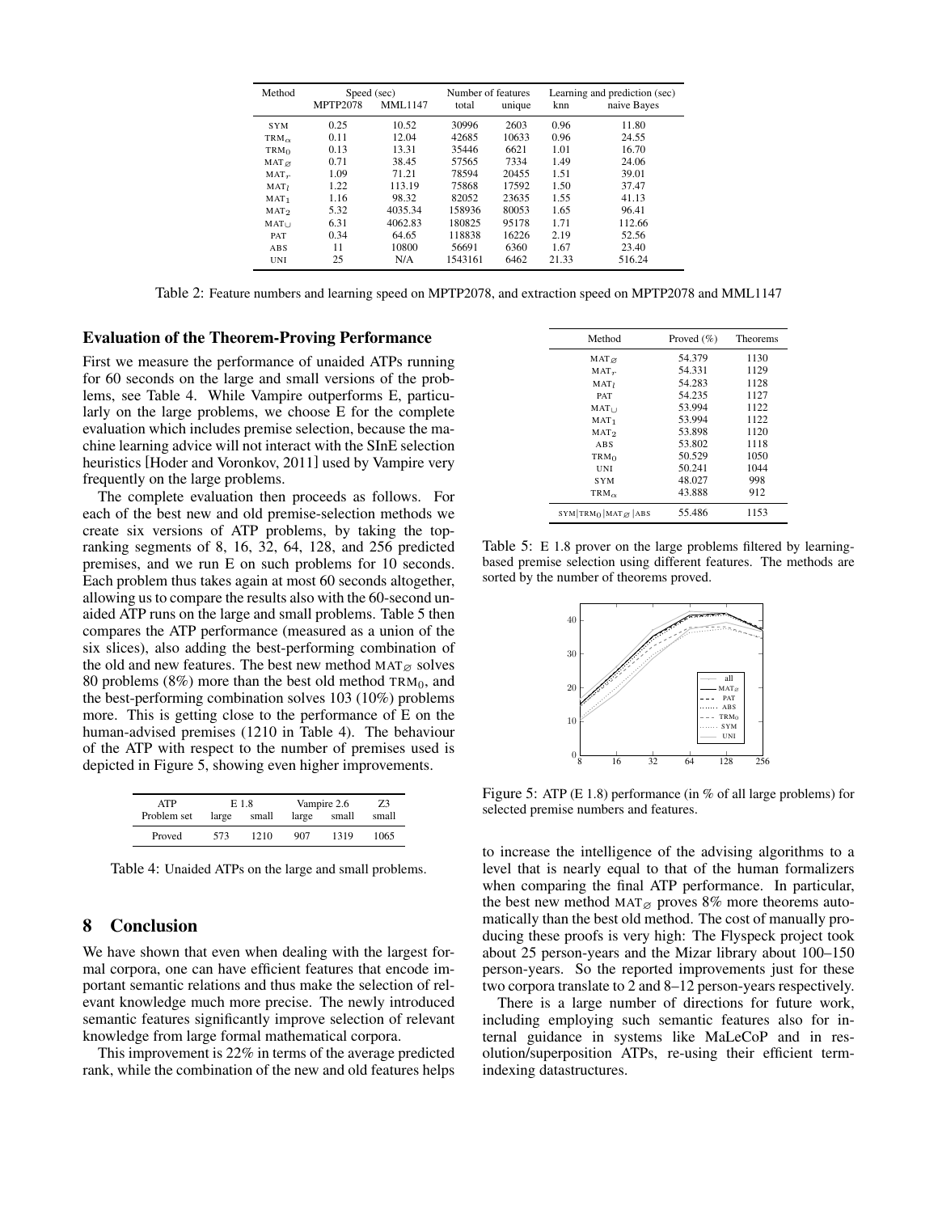| Method | Speed (sec) | | Number of features | | Learning and prediction (sec) | |
|---|---|---|---|---|---|---|
| | MPTP2078 | MML1147 | total | unique | knn | naive Bayes |
| SYM | 0.25 | 10.52 | 30996 | 2603 | 0.96 | 11.80 |
| $\text{TRM}_\alpha$ | 0.11 | 12.04 | 42685 | 10633 | 0.96 | 24.55 |
| $\text{TRM}_0$ | 0.13 | 13.31 | 35446 | 6621 | 1.01 | 16.70 |
| $\text{MAT}_\varnothing$ | 0.71 | 38.45 | 57565 | 7334 | 1.49 | 24.06 |
| $\text{MAT}_r$ | 1.09 | 71.21 | 78594 | 20455 | 1.51 | 39.01 |
| $\text{MAT}_l$ | 1.22 | 113.19 | 75868 | 17592 | 1.50 | 37.47 |
| $\text{MAT}_1$ | 1.16 | 98.32 | 82052 | 23635 | 1.55 | 41.13 |
| $\text{MAT}_2$ | 5.32 | 4035.34 | 158936 | 80053 | 1.65 | 96.41 |
| $\text{MAT}_\cup$ | 6.31 | 4062.83 | 180825 | 95178 | 1.71 | 112.66 |
| PAT | 0.34 | 64.65 | 118838 | 16226 | 2.19 | 52.56 |
| ABS | 11 | 10800 | 56691 | 6360 | 1.67 | 23.40 |
| UNI | 25 | N/A | 1543161 | 6462 | 21.33 | 516.24 |

Table 2: Feature numbers and learning speed on MPTP2078, and extraction speed on MPTP2078 and MML1147

### Evaluation of the Theorem-Proving Performance

First we measure the performance of unaided ATPs running for 60 seconds on the large and small versions of the problems, see Table 4. While Vampire outperforms E, particularly on the large problems, we choose E for the complete evaluation which includes premise selection, because the machine learning advice will not interact with the SInE selection heuristics [Hoder and Voronkov, 2011] used by Vampire very frequently on the large problems.

The complete evaluation then proceeds as follows. For each of the best new and old premise-selection methods we create six versions of ATP problems, by taking the top-ranking segments of 8, 16, 32, 64, 128, and 256 predicted premises, and we run E on such problems for 10 seconds. Each problem thus takes again at most 60 seconds altogether, allowing us to compare the results also with the 60-second unaided ATP runs on the large and small problems. Table 5 then compares the ATP performance (measured as a union of the six slices), also adding the best-performing combination of the old and new features. The best new method $\text{MAT}_\varnothing$ solves 80 problems (8%) more than the best old method $\text{TRM}_0$, and the best-performing combination solves 103 (10%) problems more. This is getting close to the performance of E on the human-advised premises (1210 in Table 4). The behaviour of the ATP with respect to the number of premises used is depicted in Figure 5, showing even higher improvements.

| ATP | E 1.8 | | Vampire 2.6 | | Z3 |
|---|---|---|---|---|---|
| Problem set | large | small | large | small | small |
| Proved | 573 | 1210 | 907 | 1319 | 1065 |

Table 4: Unaided ATPs on the large and small problems.

## 8 Conclusion

We have shown that even when dealing with the largest formal corpora, one can have efficient features that encode important semantic relations and thus make the selection of relevant knowledge much more precise. The newly introduced semantic features significantly improve selection of relevant knowledge from large formal mathematical corpora.

This improvement is 22% in terms of the average predicted rank, while the combination of the new and old features helps to increase the intelligence of the advising algorithms to a level that is nearly equal to that of the human formalizers when comparing the final ATP performance. In particular, the best new method $\text{MAT}_\varnothing$ proves 8% more theorems automatically than the best old method. The cost of manually producing these proofs is very high: The Flyspeck project took about 25 person-years and the Mizar library about 100–150 person-years. So the reported improvements just for these two corpora translate to 2 and 8–12 person-years respectively.

There is a large number of directions for future work, including employing such semantic features also for internal guidance in systems like MaLeCoP and in resolution/superposition ATPs, re-using their efficient term-indexing datastructures.

| Method | Proved (%) | Theorems |
|---|---|---|
| $\text{MAT}_\varnothing$ | 54.379 | 1130 |
| $\text{MAT}_r$ | 54.331 | 1129 |
| $\text{MAT}_l$ | 54.283 | 1128 |
| PAT | 54.235 | 1127 |
| $\text{MAT}_\cup$ | 53.994 | 1122 |
| $\text{MAT}_1$ | 53.994 | 1122 |
| $\text{MAT}_2$ | 53.898 | 1120 |
| ABS | 53.802 | 1118 |
| $\text{TRM}_0$ | 50.529 | 1050 |
| UNI | 50.241 | 1044 |
| SYM | 48.027 | 998 |
| $\text{TRM}_\alpha$ | 43.888 | 912 |
| $\text{SYM}\|\text{TRM}_0\|\text{MAT}_\varnothing\|\text{ABS}$ | 55.486 | 1153 |

Table 5: E 1.8 prover on the large problems filtered by learning-based premise selection using different features. The methods are sorted by the number of theorems proved.

Figure 5: ATP (E 1.8) performance (in % of all large problems) for selected premise numbers and features.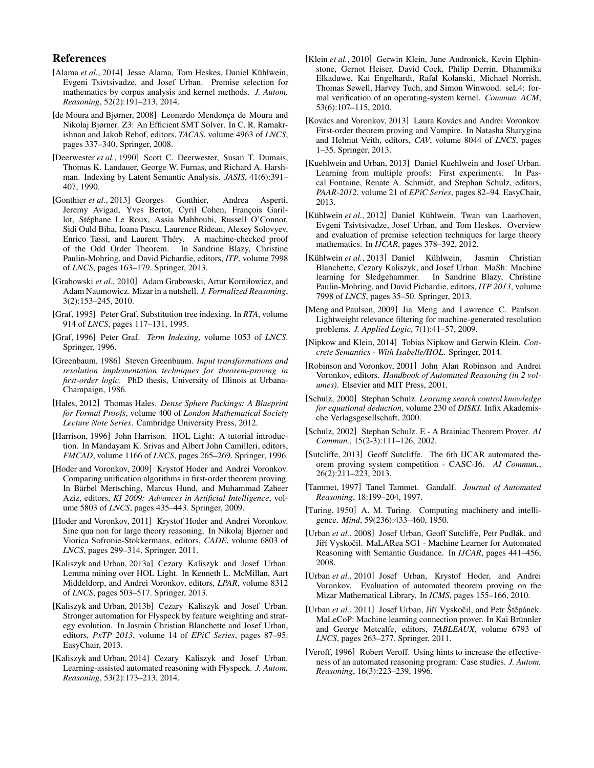## References

[Alama *et al.*, 2014] Jesse Alama, Tom Heskes, Daniel Kühlwein, Evgeni Tsivtsivadze, and Josef Urban. Premise selection for mathematics by corpus analysis and kernel methods. *J. Autom. Reasoning*, 52(2):191–213, 2014.

[de Moura and Bjørner, 2008] Leonardo Mendonça de Moura and Nikolaj Bjørner. Z3: An Efficient SMT Solver. In C. R. Ramakrishnan and Jakob Rehof, editors, *TACAS*, volume 4963 of *LNCS*, pages 337–340. Springer, 2008.

[Deerwester *et al.*, 1990] Scott C. Deerwester, Susan T. Dumais, Thomas K. Landauer, George W. Furnas, and Richard A. Harshman. Indexing by Latent Semantic Analysis. *JASIS*, 41(6):391–407, 1990.

[Gonthier *et al.*, 2013] Georges Gonthier, Andrea Asperti, Jeremy Avigad, Yves Bertot, Cyril Cohen, François Garillot, Stéphane Le Roux, Assia Mahboubi, Russell O'Connor, Sidi Ould Biha, Ioana Pasca, Laurence Rideau, Alexey Solovyev, Enrico Tassi, and Laurent Théry. A machine-checked proof of the Odd Order Theorem. In Sandrine Blazy, Christine Paulin-Mohring, and David Pichardie, editors, *ITP*, volume 7998 of *LNCS*, pages 163–179. Springer, 2013.

[Grabowski *et al.*, 2010] Adam Grabowski, Artur Korniłowicz, and Adam Naumowicz. Mizar in a nutshell. *J. Formalized Reasoning*, 3(2):153–245, 2010.

[Graf, 1995] Peter Graf. Substitution tree indexing. In *RTA*, volume 914 of *LNCS*, pages 117–131, 1995.

[Graf, 1996] Peter Graf. *Term Indexing*, volume 1053 of *LNCS*. Springer, 1996.

[Greenbaum, 1986] Steven Greenbaum. *Input transformations and resolution implementation techniques for theorem-proving in first-order logic*. PhD thesis, University of Illinois at Urbana-Champaign, 1986.

[Hales, 2012] Thomas Hales. *Dense Sphere Packings: A Blueprint for Formal Proofs*, volume 400 of *London Mathematical Society Lecture Note Series*. Cambridge University Press, 2012.

[Harrison, 1996] John Harrison. HOL Light: A tutorial introduction. In Mandayam K. Srivas and Albert John Camilleri, editors, *FMCAD*, volume 1166 of *LNCS*, pages 265–269. Springer, 1996.

[Hoder and Voronkov, 2009] Krystof Hoder and Andrei Voronkov. Comparing unification algorithms in first-order theorem proving. In Bärbel Mertsching, Marcus Hund, and Muhammad Zaheer Aziz, editors, *KI 2009: Advances in Artificial Intelligence*, volume 5803 of *LNCS*, pages 435–443. Springer, 2009.

[Hoder and Voronkov, 2011] Krystof Hoder and Andrei Voronkov. Sine qua non for large theory reasoning. In Nikolaj Bjørner and Viorica Sofronie-Stokkermans, editors, *CADE*, volume 6803 of *LNCS*, pages 299–314. Springer, 2011.

[Kaliszyk and Urban, 2013a] Cezary Kaliszyk and Josef Urban. Lemma mining over HOL Light. In Kenneth L. McMillan, Aart Middeldorp, and Andrei Voronkov, editors, *LPAR*, volume 8312 of *LNCS*, pages 503–517. Springer, 2013.

[Kaliszyk and Urban, 2013b] Cezary Kaliszyk and Josef Urban. Stronger automation for Flyspeck by feature weighting and strategy evolution. In Jasmin Christian Blanchette and Josef Urban, editors, *PxTP 2013*, volume 14 of *EPiC Series*, pages 87–95. EasyChair, 2013.

[Kaliszyk and Urban, 2014] Cezary Kaliszyk and Josef Urban. Learning-assisted automated reasoning with Flyspeck. *J. Autom. Reasoning*, 53(2):173–213, 2014.

[Klein *et al.*, 2010] Gerwin Klein, June Andronick, Kevin Elphinstone, Gernot Heiser, David Cock, Philip Derrin, Dhammika Elkaduwe, Kai Engelhardt, Rafal Kolanski, Michael Norrish, Thomas Sewell, Harvey Tuch, and Simon Winwood. seL4: formal verification of an operating-system kernel. *Commun. ACM*, 53(6):107–115, 2010.

[Kovács and Voronkov, 2013] Laura Kovács and Andrei Voronkov. First-order theorem proving and Vampire. In Natasha Sharygina and Helmut Veith, editors, *CAV*, volume 8044 of *LNCS*, pages 1–35. Springer, 2013.

[Kuehlwein and Urban, 2013] Daniel Kuehlwein and Josef Urban. Learning from multiple proofs: First experiments. In Pascal Fontaine, Renate A. Schmidt, and Stephan Schulz, editors, *PAAR-2012*, volume 21 of *EPiC Series*, pages 82–94. EasyChair, 2013.

[Kühlwein *et al.*, 2012] Daniel Kühlwein, Twan van Laarhoven, Evgeni Tsivtsivadze, Josef Urban, and Tom Heskes. Overview and evaluation of premise selection techniques for large theory mathematics. In *IJCAR*, pages 378–392, 2012.

[Kühlwein *et al.*, 2013] Daniel Kühlwein, Jasmin Christian Blanchette, Cezary Kaliszyk, and Josef Urban. MaSh: Machine learning for Sledgehammer. In Sandrine Blazy, Christine Paulin-Mohring, and David Pichardie, editors, *ITP 2013*, volume 7998 of *LNCS*, pages 35–50. Springer, 2013.

[Meng and Paulson, 2009] Jia Meng and Lawrence C. Paulson. Lightweight relevance filtering for machine-generated resolution problems. *J. Applied Logic*, 7(1):41–57, 2009.

[Nipkow and Klein, 2014] Tobias Nipkow and Gerwin Klein. *Concrete Semantics - With Isabelle/HOL*. Springer, 2014.

[Robinson and Voronkov, 2001] John Alan Robinson and Andrei Voronkov, editors. *Handbook of Automated Reasoning (in 2 volumes)*. Elsevier and MIT Press, 2001.

[Schulz, 2000] Stephan Schulz. *Learning search control knowledge for equational deduction*, volume 230 of *DISKI*. Infix Akademische Verlagsgesellschaft, 2000.

[Schulz, 2002] Stephan Schulz. E - A Brainiac Theorem Prover. *AI Commun.*, 15(2-3):111–126, 2002.

[Sutcliffe, 2013] Geoff Sutcliffe. The 6th IJCAR automated theorem proving system competition - CASC-J6. *AI Commun.*, 26(2):211–223, 2013.

[Tammet, 1997] Tanel Tammet. Gandalf. *Journal of Automated Reasoning*, 18:199–204, 1997.

[Turing, 1950] A. M. Turing. Computing machinery and intelligence. *Mind*, 59(236):433–460, 1950.

[Urban *et al.*, 2008] Josef Urban, Geoff Sutcliffe, Petr Pudlák, and Jiří Vyskočil. MaLARea SG1 - Machine Learner for Automated Reasoning with Semantic Guidance. In *IJCAR*, pages 441–456, 2008.

[Urban *et al.*, 2010] Josef Urban, Krystof Hoder, and Andrei Voronkov. Evaluation of automated theorem proving on the Mizar Mathematical Library. In *ICMS*, pages 155–166, 2010.

[Urban *et al.*, 2011] Josef Urban, Jiří Vyskočil, and Petr Štěpánek. MaLeCoP: Machine learning connection prover. In Kai Brünnler and George Metcalfe, editors, *TABLEAUX*, volume 6793 of *LNCS*, pages 263–277. Springer, 2011.

[Veroff, 1996] Robert Veroff. Using hints to increase the effectiveness of an automated reasoning program: Case studies. *J. Autom. Reasoning*, 16(3):223–239, 1996.